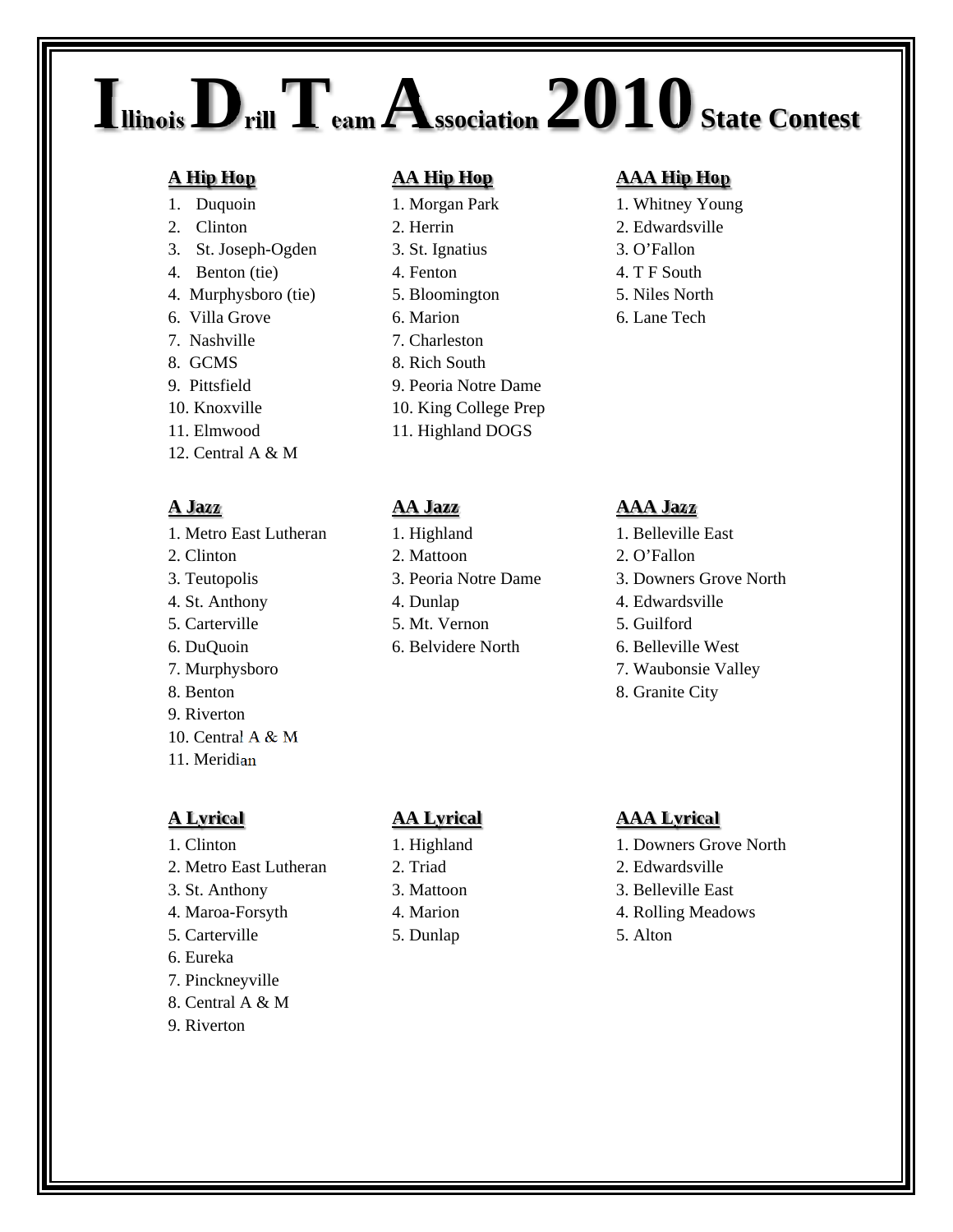# Illinois Drill Team Association 2010 State Contest

## A Hip Hop

1. Duquoin
2. Clinton
3. St. Joseph-Ogden
4. Benton (tie)
4. Murphysboro (tie)
6. Villa Grove
7. Nashville
8. GCMS
9. Pittsfield
10. Knoxville
11. Elmwood
12. Central A & M

## AA Hip Hop

1. Morgan Park
2. Herrin
3. St. Ignatius
4. Fenton
5. Bloomington
6. Marion
7. Charleston
8. Rich South
9. Peoria Notre Dame
10. King College Prep
11. Highland DOGS

## AAA Hip Hop

1. Whitney Young
2. Edwardsville
3. O'Fallon
4. T F South
5. Niles North
6. Lane Tech

## A Jazz

1. Metro East Lutheran
2. Clinton
3. Teutopolis
4. St. Anthony
5. Carterville
6. DuQuoin
7. Murphysboro
8. Benton
9. Riverton
10. Central A & M
11. Meridian

## AA Jazz

1. Highland
2. Mattoon
3. Peoria Notre Dame
4. Dunlap
5. Mt. Vernon
6. Belvidere North

## AAA Jazz

1. Belleville East
2. O'Fallon
3. Downers Grove North
4. Edwardsville
5. Guilford
6. Belleville West
7. Waubonsie Valley
8. Granite City

## A Lyrical

1. Clinton
2. Metro East Lutheran
3. St. Anthony
4. Maroa-Forsyth
5. Carterville
6. Eureka
7. Pinckneyville
8. Central A & M
9. Riverton

## AA Lyrical

1. Highland
2. Triad
3. Mattoon
4. Marion
5. Dunlap

## AAA Lyrical

1. Downers Grove North
2. Edwardsville
3. Belleville East
4. Rolling Meadows
5. Alton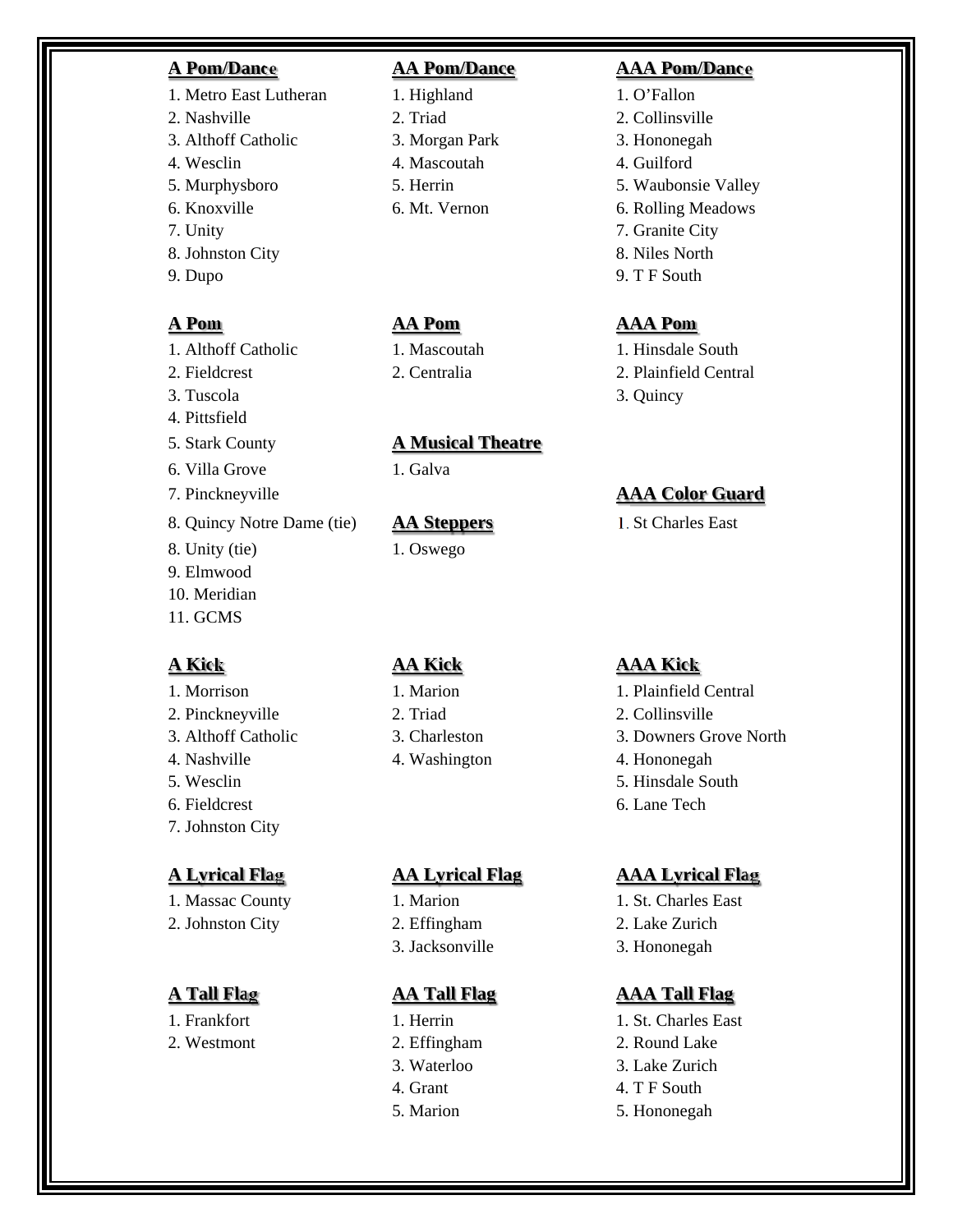## A Pom/Dance

1. Metro East Lutheran
2. Nashville
3. Althoff Catholic
4. Wesclin
5. Murphysboro
6. Knoxville
7. Unity
8. Johnston City
9. Dupo

## AA Pom/Dance

1. Highland
2. Triad
3. Morgan Park
4. Mascoutah
5. Herrin
6. Mt. Vernon

## AAA Pom/Dance

1. O'Fallon
2. Collinsville
3. Hononegah
4. Guilford
5. Waubonsie Valley
6. Rolling Meadows
7. Granite City
8. Niles North
9. T F South

## A Pom

1. Althoff Catholic
2. Fieldcrest
3. Tuscola
4. Pittsfield
5. Stark County
6. Villa Grove
7. Pinckneyville
8. Quincy Notre Dame (tie)
8. Unity (tie)
9. Elmwood
10. Meridian
11. GCMS

## AA Pom

1. Mascoutah
2. Centralia

## AAA Pom

1. Hinsdale South
2. Plainfield Central
3. Quincy

## A Musical Theatre

1. Galva

## AA Steppers

1. Oswego

## AAA Color Guard

1. St Charles East

## A Kick

1. Morrison
2. Pinckneyville
3. Althoff Catholic
4. Nashville
5. Wesclin
6. Fieldcrest
7. Johnston City

## AA Kick

1. Marion
2. Triad
3. Charleston
4. Washington

## AAA Kick

1. Plainfield Central
2. Collinsville
3. Downers Grove North
4. Hononegah
5. Hinsdale South
6. Lane Tech

## A Lyrical Flag

1. Massac County
2. Johnston City

## AA Lyrical Flag

1. Marion
2. Effingham
3. Jacksonville

## AAA Lyrical Flag

1. St. Charles East
2. Lake Zurich
3. Hononegah

## A Tall Flag

1. Frankfort
2. Westmont

## AA Tall Flag

1. Herrin
2. Effingham
3. Waterloo
4. Grant
5. Marion

## AAA Tall Flag

1. St. Charles East
2. Round Lake
3. Lake Zurich
4. T F South
5. Hononegah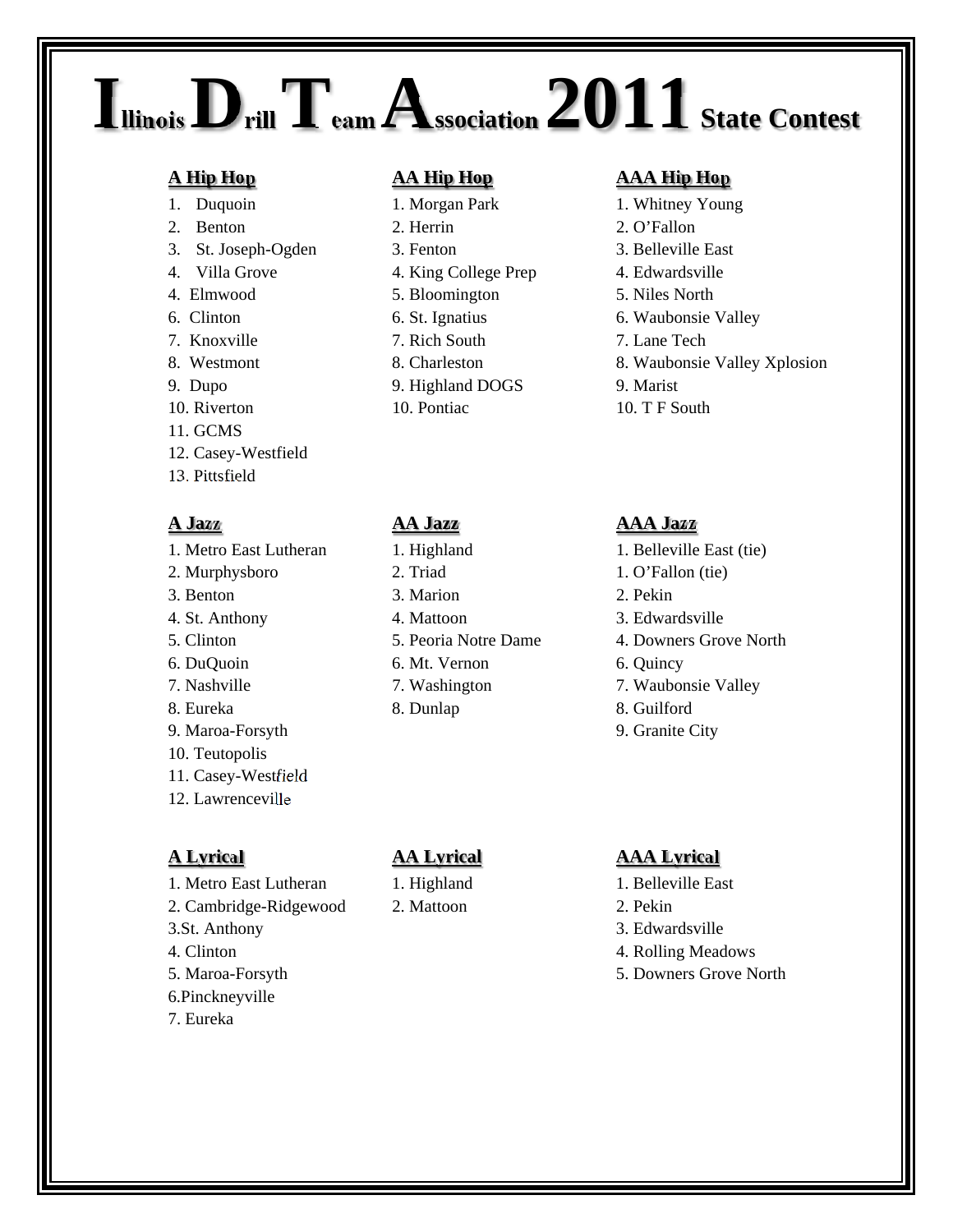# Illinois Drill Team Association 2011 State Contest

**A Hip Hop**

1. Duquoin
2. Benton
3. St. Joseph-Ogden
4. Villa Grove
4. Elmwood
6. Clinton
7. Knoxville
8. Westmont
9. Dupo
10. Riverton
11. GCMS
12. Casey-Westfield
13. Pittsfield

**AA Hip Hop**

1. Morgan Park
2. Herrin
3. Fenton
4. King College Prep
5. Bloomington
6. St. Ignatius
7. Rich South
8. Charleston
9. Highland DOGS
10. Pontiac

**AAA Hip Hop**

1. Whitney Young
2. O'Fallon
3. Belleville East
4. Edwardsville
5. Niles North
6. Waubonsie Valley
7. Lane Tech
8. Waubonsie Valley Xplosion
9. Marist
10. T F South

**A Jazz**

1. Metro East Lutheran
2. Murphysboro
3. Benton
4. St. Anthony
5. Clinton
6. DuQuoin
7. Nashville
8. Eureka
9. Maroa-Forsyth
10. Teutopolis
11. Casey-Westfield
12. Lawrenceville

**AA Jazz**

1. Highland
2. Triad
3. Marion
4. Mattoon
5. Peoria Notre Dame
6. Mt. Vernon
7. Washington
8. Dunlap

**AAA Jazz**

1. Belleville East (tie)
1. O'Fallon (tie)
2. Pekin
3. Edwardsville
4. Downers Grove North
6. Quincy
7. Waubonsie Valley
8. Guilford
9. Granite City

**A Lyrical**

1. Metro East Lutheran
2. Cambridge-Ridgewood
3. St. Anthony
4. Clinton
5. Maroa-Forsyth
6. Pinckneyville
7. Eureka

**AA Lyrical**

1. Highland
2. Mattoon

**AAA Lyrical**

1. Belleville East
2. Pekin
3. Edwardsville
4. Rolling Meadows
5. Downers Grove North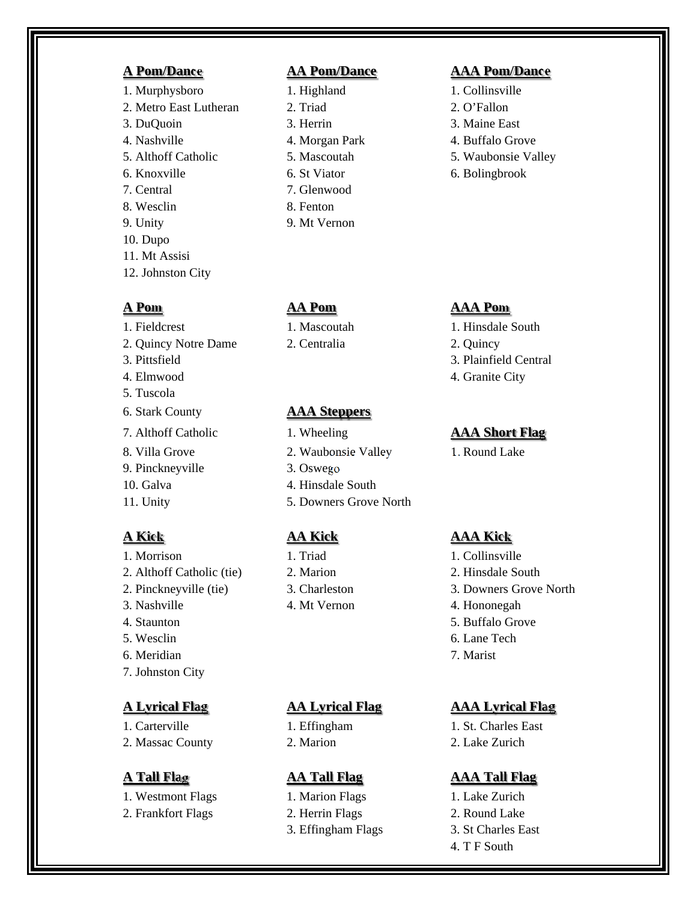**A Pom/Dance**

1. Murphysboro
2. Metro East Lutheran
3. DuQuoin
4. Nashville
5. Althoff Catholic
6. Knoxville
7. Central
8. Wesclin
9. Unity
10. Dupo
11. Mt Assisi
12. Johnston City

**AA Pom/Dance**

1. Highland
2. Triad
3. Herrin
4. Morgan Park
5. Mascoutah
6. St Viator
7. Glenwood
8. Fenton
9. Mt Vernon

**AAA Pom/Dance**

1. Collinsville
2. O'Fallon
3. Maine East
4. Buffalo Grove
5. Waubonsie Valley
6. Bolingbrook

**A Pom**

1. Fieldcrest
2. Quincy Notre Dame
3. Pittsfield
4. Elmwood
5. Tuscola
6. Stark County
7. Althoff Catholic
8. Villa Grove
9. Pinckneyville
10. Galva
11. Unity

**AA Pom**

1. Mascoutah
2. Centralia

**AAA Pom**

1. Hinsdale South
2. Quincy
3. Plainfield Central
4. Granite City

**AAA Steppers**

1. Wheeling
2. Waubonsie Valley
3. Oswego
4. Hinsdale South
5. Downers Grove North

**AAA Short Flag**

1. Round Lake

**A Kick**

1. Morrison
2. Althoff Catholic (tie)
2. Pinckneyville (tie)
3. Nashville
4. Staunton
5. Wesclin
6. Meridian
7. Johnston City

**AA Kick**

1. Triad
2. Marion
3. Charleston
4. Mt Vernon

**AAA Kick**

1. Collinsville
2. Hinsdale South
3. Downers Grove North
4. Hononegah
5. Buffalo Grove
6. Lane Tech
7. Marist

**A Lyrical Flag**

1. Carterville
2. Massac County

**AA Lyrical Flag**

1. Effingham
2. Marion

**AAA Lyrical Flag**

1. St. Charles East
2. Lake Zurich

**A Tall Flag**

1. Westmont Flags
2. Frankfort Flags

**AA Tall Flag**

1. Marion Flags
2. Herrin Flags
3. Effingham Flags

**AAA Tall Flag**

1. Lake Zurich
2. Round Lake
3. St Charles East
4. T F South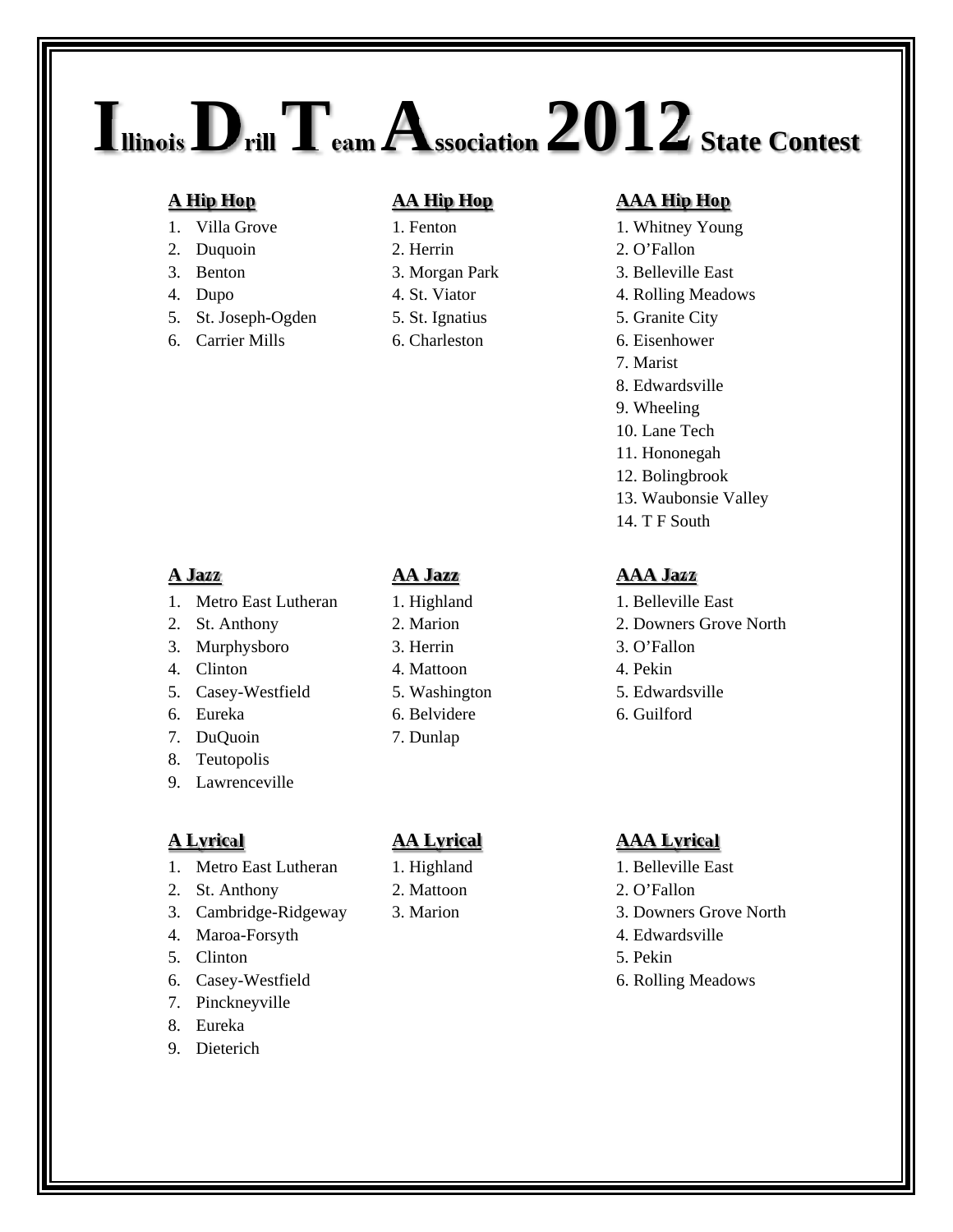# Illinois Drill Team Association 2012 State Contest

**A Hip Hop**

1. Villa Grove
2. Duquoin
3. Benton
4. Dupo
5. St. Joseph-Ogden
6. Carrier Mills

**AA Hip Hop**

1. Fenton
2. Herrin
3. Morgan Park
4. St. Viator
5. St. Ignatius
6. Charleston

**AAA Hip Hop**

1. Whitney Young
2. O'Fallon
3. Belleville East
4. Rolling Meadows
5. Granite City
6. Eisenhower
7. Marist
8. Edwardsville
9. Wheeling
10. Lane Tech
11. Hononegah
12. Bolingbrook
13. Waubonsie Valley
14. T F South

**A Jazz**

1. Metro East Lutheran
2. St. Anthony
3. Murphysboro
4. Clinton
5. Casey-Westfield
6. Eureka
7. DuQuoin
8. Teutopolis
9. Lawrenceville

**AA Jazz**

1. Highland
2. Marion
3. Herrin
4. Mattoon
5. Washington
6. Belvidere
7. Dunlap

**AAA Jazz**

1. Belleville East
2. Downers Grove North
3. O'Fallon
4. Pekin
5. Edwardsville
6. Guilford

**A Lyrical**

1. Metro East Lutheran
2. St. Anthony
3. Cambridge-Ridgeway
4. Maroa-Forsyth
5. Clinton
6. Casey-Westfield
7. Pinckneyville
8. Eureka
9. Dieterich

**AA Lyrical**

1. Highland
2. Mattoon
3. Marion

**AAA Lyrical**

1. Belleville East
2. O'Fallon
3. Downers Grove North
4. Edwardsville
5. Pekin
6. Rolling Meadows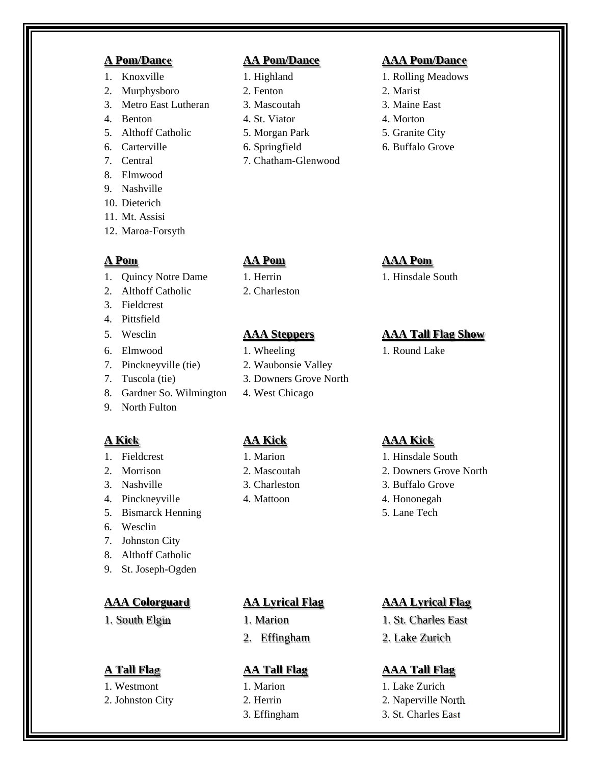**A Pom/Dance**

1. Knoxville
2. Murphysboro
3. Metro East Lutheran
4. Benton
5. Althoff Catholic
6. Carterville
7. Central
8. Elmwood
9. Nashville
10. Dieterich
11. Mt. Assisi
12. Maroa-Forsyth

**AA Pom/Dance**

1. Highland
2. Fenton
3. Mascoutah
4. St. Viator
5. Morgan Park
6. Springfield
7. Chatham-Glenwood

**AAA Pom/Dance**

1. Rolling Meadows
2. Marist
3. Maine East
4. Morton
5. Granite City
6. Buffalo Grove

**A Pom**

1. Quincy Notre Dame
2. Althoff Catholic
3. Fieldcrest
4. Pittsfield
5. Wesclin
6. Elmwood
7. Pinckneyville (tie)
7. Tuscola (tie)
8. Gardner So. Wilmington
9. North Fulton

**AA Pom**

1. Herrin
2. Charleston

**AAA Pom**

1. Hinsdale South

**AAA Steppers**

1. Wheeling
2. Waubonsie Valley
3. Downers Grove North
4. West Chicago

**AAA Tall Flag Show**

1. Round Lake

**A Kick**

1. Fieldcrest
2. Morrison
3. Nashville
4. Pinckneyville
5. Bismarck Henning
6. Wesclin
7. Johnston City
8. Althoff Catholic
9. St. Joseph-Ogden

**AA Kick**

1. Marion
2. Mascoutah
3. Charleston
4. Mattoon

**AAA Kick**

1. Hinsdale South
2. Downers Grove North
3. Buffalo Grove
4. Hononegah
5. Lane Tech

**AAA Colorguard**

1. South Elgin

**AA Lyrical Flag**

1. Marion
2. Effingham

**AAA Lyrical Flag**

1. St. Charles East
2. Lake Zurich

**A Tall Flag**

1. Westmont
2. Johnston City

**AA Tall Flag**

1. Marion
2. Herrin
3. Effingham

**AAA Tall Flag**

1. Lake Zurich
2. Naperville North
3. St. Charles East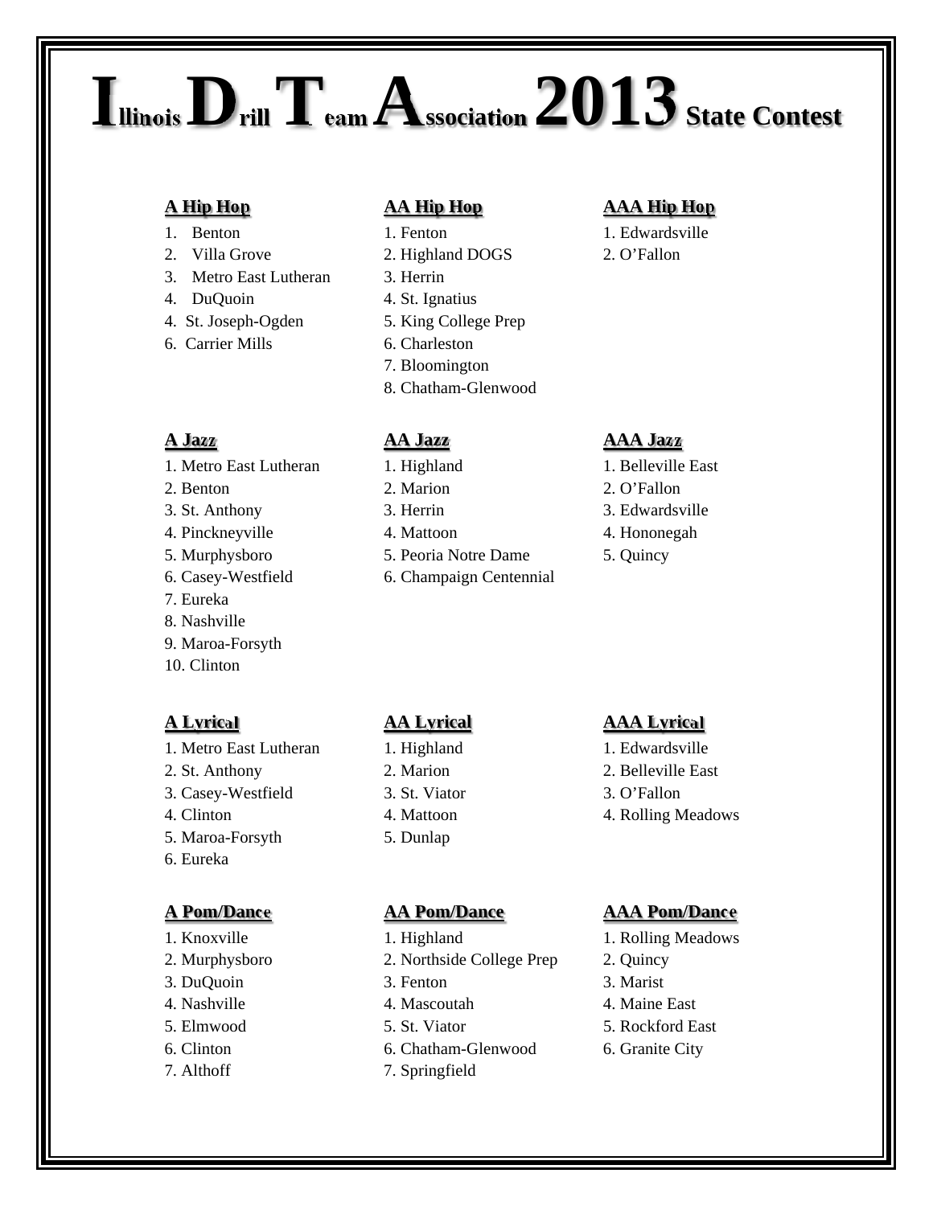# Illinois Drill Team Association 2013 State Contest

**A Hip Hop**

1. Benton
2. Villa Grove
3. Metro East Lutheran
4. DuQuoin
4. St. Joseph-Ogden
6. Carrier Mills

**AA Hip Hop**

1. Fenton
2. Highland DOGS
3. Herrin
4. St. Ignatius
5. King College Prep
6. Charleston
7. Bloomington
8. Chatham-Glenwood

**AAA Hip Hop**

1. Edwardsville
2. O'Fallon

**A Jazz**

1. Metro East Lutheran
2. Benton
3. St. Anthony
4. Pinckneyville
5. Murphysboro
6. Casey-Westfield
7. Eureka
8. Nashville
9. Maroa-Forsyth
10. Clinton

**AA Jazz**

1. Highland
2. Marion
3. Herrin
4. Mattoon
5. Peoria Notre Dame
6. Champaign Centennial

**AAA Jazz**

1. Belleville East
2. O'Fallon
3. Edwardsville
4. Hononegah
5. Quincy

**A Lyrical**

1. Metro East Lutheran
2. St. Anthony
3. Casey-Westfield
4. Clinton
5. Maroa-Forsyth
6. Eureka

**AA Lyrical**

1. Highland
2. Marion
3. St. Viator
4. Mattoon
5. Dunlap

**AAA Lyrical**

1. Edwardsville
2. Belleville East
3. O'Fallon
4. Rolling Meadows

**A Pom/Dance**

1. Knoxville
2. Murphysboro
3. DuQuoin
4. Nashville
5. Elmwood
6. Clinton
7. Althoff

**AA Pom/Dance**

1. Highland
2. Northside College Prep
3. Fenton
4. Mascoutah
5. St. Viator
6. Chatham-Glenwood
7. Springfield

**AAA Pom/Dance**

1. Rolling Meadows
2. Quincy
3. Marist
4. Maine East
5. Rockford East
6. Granite City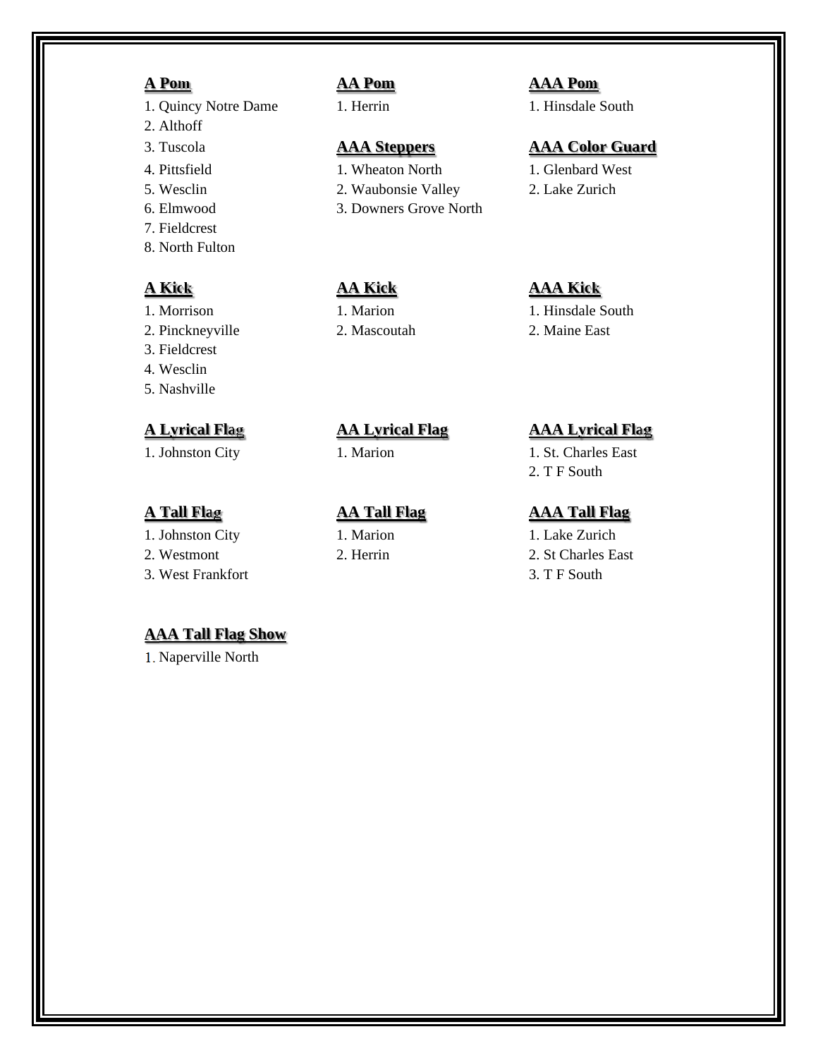**A Pom**

1. Quincy Notre Dame
2. Althoff
3. Tuscola
4. Pittsfield
5. Wesclin
6. Elmwood
7. Fieldcrest
8. North Fulton

**AA Pom**

1. Herrin

**AAA Pom**

1. Hinsdale South

**AAA Steppers**

1. Wheaton North
2. Waubonsie Valley
3. Downers Grove North

**AAA Color Guard**

1. Glenbard West
2. Lake Zurich

**A Kick**

1. Morrison
2. Pinckneyville
3. Fieldcrest
4. Wesclin
5. Nashville

**AA Kick**

1. Marion
2. Mascoutah

**AAA Kick**

1. Hinsdale South
2. Maine East

**A Lyrical Flag**

1. Johnston City

**AA Lyrical Flag**

1. Marion

**AAA Lyrical Flag**

1. St. Charles East
2. T F South

**A Tall Flag**

1. Johnston City
2. Westmont
3. West Frankfort

**AA Tall Flag**

1. Marion
2. Herrin

**AAA Tall Flag**

1. Lake Zurich
2. St Charles East
3. T F South

**AAA Tall Flag Show**

1. Naperville North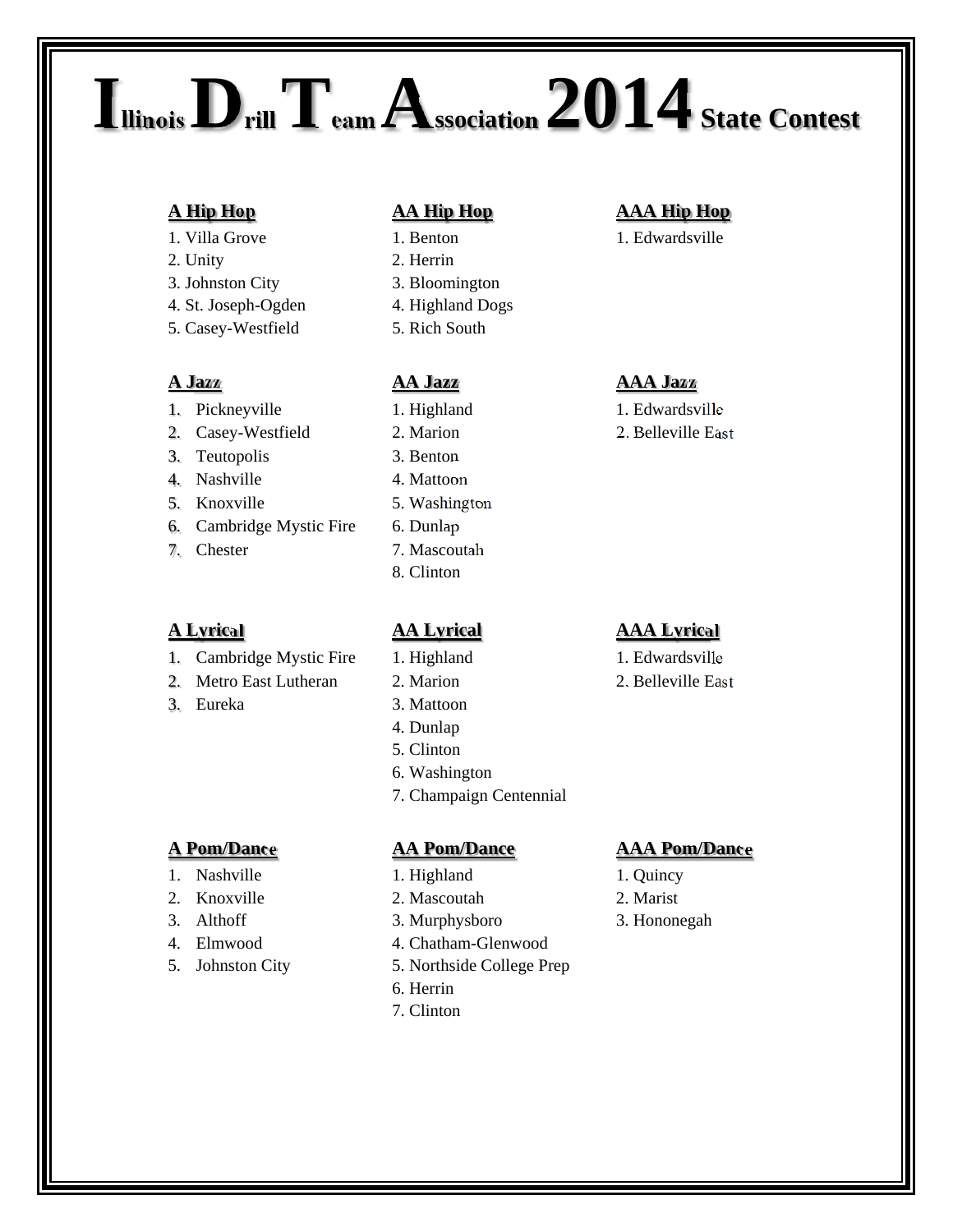# Illinois Drill Team Association 2014 State Contest

**A Hip Hop**
1. Villa Grove
2. Unity
3. Johnston City
4. St. Joseph-Ogden
5. Casey-Westfield

**AA Hip Hop**
1. Benton
2. Herrin
3. Bloomington
4. Highland Dogs
5. Rich South

**AAA Hip Hop**
1. Edwardsville

**A Jazz**
1. Pickneyville
2. Casey-Westfield
3. Teutopolis
4. Nashville
5. Knoxville
6. Cambridge Mystic Fire
7. Chester

**AA Jazz**
1. Highland
2. Marion
3. Benton
4. Mattoon
5. Washington
6. Dunlap
7. Mascoutah
8. Clinton

**AAA Jazz**
1. Edwardsville
2. Belleville East

**A Lyrical**
1. Cambridge Mystic Fire
2. Metro East Lutheran
3. Eureka

**AA Lyrical**
1. Highland
2. Marion
3. Mattoon
4. Dunlap
5. Clinton
6. Washington
7. Champaign Centennial

**AAA Lyrical**
1. Edwardsville
2. Belleville East

**A Pom/Dance**
1. Nashville
2. Knoxville
3. Althoff
4. Elmwood
5. Johnston City

**AA Pom/Dance**
1. Highland
2. Mascoutah
3. Murphysboro
4. Chatham-Glenwood
5. Northside College Prep
6. Herrin
7. Clinton

**AAA Pom/Dance**
1. Quincy
2. Marist
3. Hononegah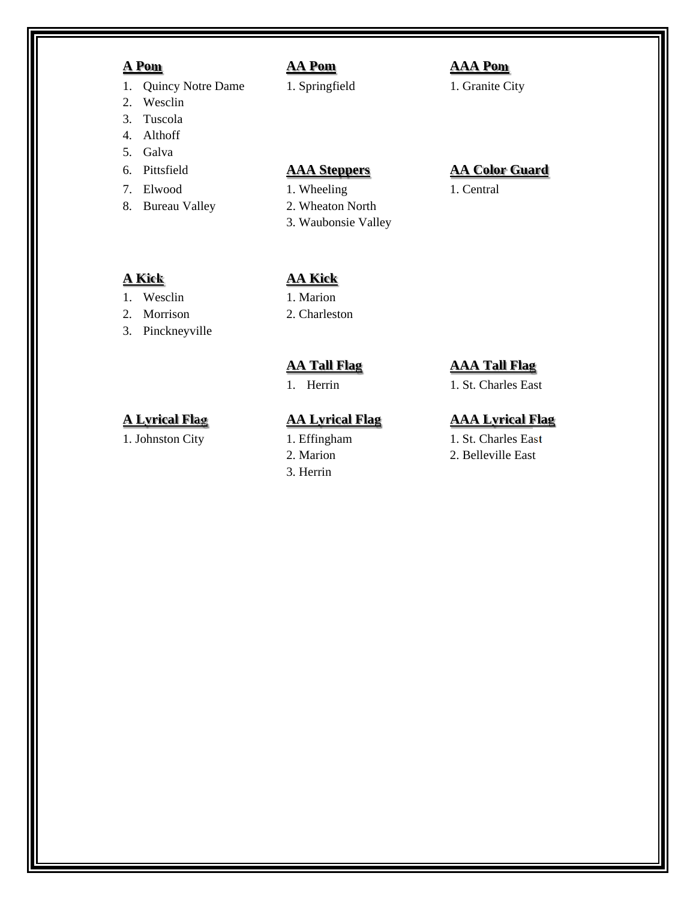**A Pom**

1. Quincy Notre Dame
2. Wesclin
3. Tuscola
4. Althoff
5. Galva
6. Pittsfield
7. Elwood
8. Bureau Valley

**AA Pom**

1. Springfield

**AAA Pom**

1. Granite City

**AAA Steppers**

1. Wheeling
2. Wheaton North
3. Waubonsie Valley

**AA Color Guard**

1. Central

**A Kick**

1. Wesclin
2. Morrison
3. Pinckneyville

**AA Kick**

1. Marion
2. Charleston

**AA Tall Flag**

1. Herrin

**AAA Tall Flag**

1. St. Charles East

**A Lyrical Flag**

1. Johnston City

**AA Lyrical Flag**

1. Effingham
2. Marion
3. Herrin

**AAA Lyrical Flag**

1. St. Charles East
2. Belleville East